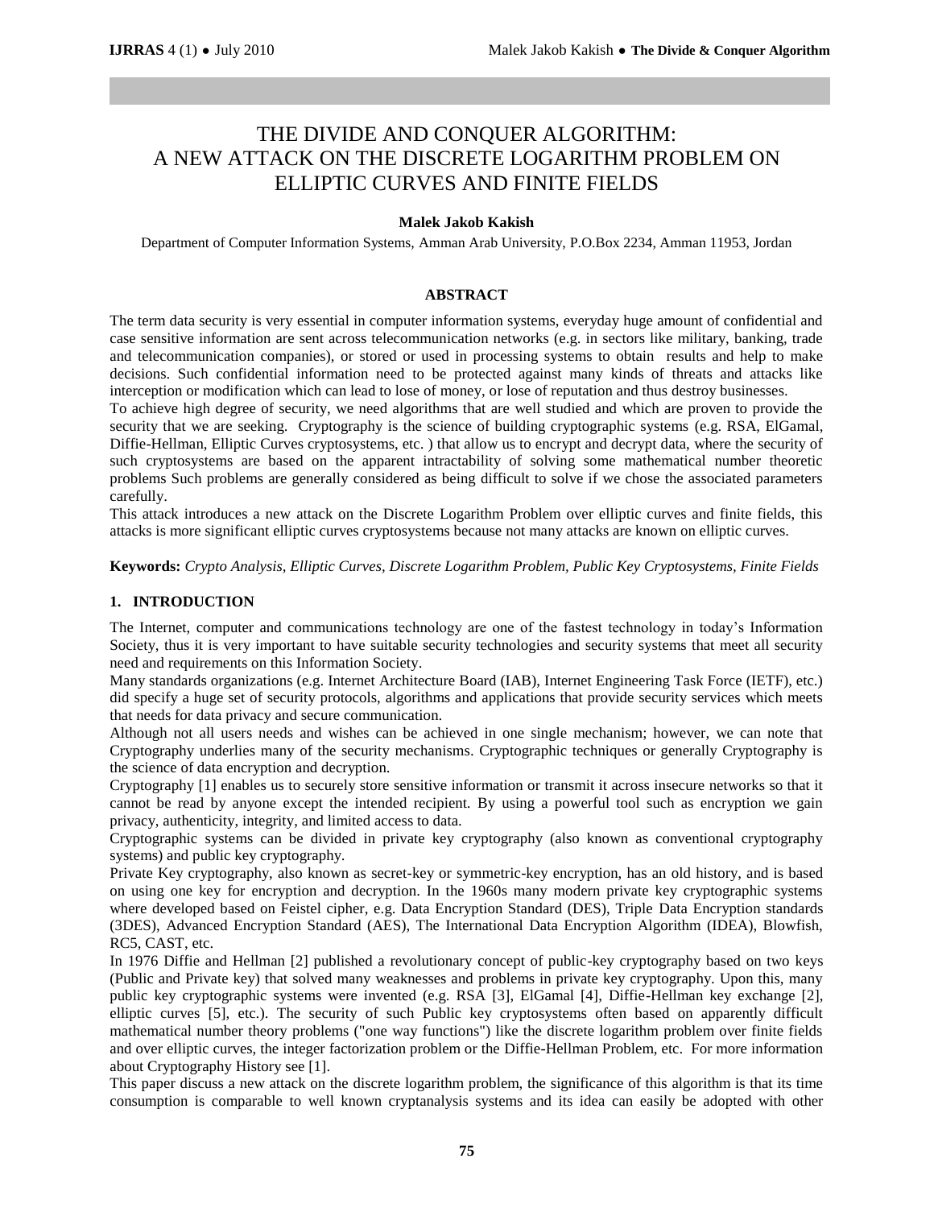# THE DIVIDE AND CONQUER ALGORITHM: A NEW ATTACK ON THE DISCRETE LOGARITHM PROBLEM ON ELLIPTIC CURVES AND FINITE FIELDS

**Malek Jakob Kakish**

Department of Computer Information Systems, Amman Arab University, P.O.Box 2234, Amman 11953, Jordan

## ABSTRACT

The term data security is very essential in computer information systems, everyday huge amount of confidential and case sensitive information are sent across telecommunication networks (e.g. in sectors like military, banking, trade and telecommunication companies), or stored or used in processing systems to obtain results and help to make decisions. Such confidential information need to be protected against many kinds of threats and attacks like interception or modification which can lead to lose of money, or lose of reputation and thus destroy businesses.

To achieve high degree of security, we need algorithms that are well studied and which are proven to provide the security that we are seeking. Cryptography is the science of building cryptographic systems (e.g. RSA, ElGamal, Diffie-Hellman, Elliptic Curves cryptosystems, etc. ) that allow us to encrypt and decrypt data, where the security of such cryptosystems are based on the apparent intractability of solving some mathematical number theoretic problems Such problems are generally considered as being difficult to solve if we chose the associated parameters carefully.

This attack introduces a new attack on the Discrete Logarithm Problem over elliptic curves and finite fields, this attacks is more significant elliptic curves cryptosystems because not many attacks are known on elliptic curves.

**Keywords:** *Crypto Analysis, Elliptic Curves, Discrete Logarithm Problem, Public Key Cryptosystems, Finite Fields*

## 1. INTRODUCTION

The Internet, computer and communications technology are one of the fastest technology in today's Information Society, thus it is very important to have suitable security technologies and security systems that meet all security need and requirements on this Information Society.

Many standards organizations (e.g. Internet Architecture Board (IAB), Internet Engineering Task Force (IETF), etc.) did specify a huge set of security protocols, algorithms and applications that provide security services which meets that needs for data privacy and secure communication.

Although not all users needs and wishes can be achieved in one single mechanism; however, we can note that Cryptography underlies many of the security mechanisms. Cryptographic techniques or generally Cryptography is the science of data encryption and decryption.

Cryptography [1] enables us to securely store sensitive information or transmit it across insecure networks so that it cannot be read by anyone except the intended recipient. By using a powerful tool such as encryption we gain privacy, authenticity, integrity, and limited access to data.

Cryptographic systems can be divided in private key cryptography (also known as conventional cryptography systems) and public key cryptography.

Private Key cryptography, also known as secret-key or symmetric-key encryption, has an old history, and is based on using one key for encryption and decryption. In the 1960s many modern private key cryptographic systems where developed based on Feistel cipher, e.g. Data Encryption Standard (DES), Triple Data Encryption standards (3DES), Advanced Encryption Standard (AES), The International Data Encryption Algorithm (IDEA), Blowfish, RC5, CAST, etc.

In 1976 Diffie and Hellman [2] published a revolutionary concept of public-key cryptography based on two keys (Public and Private key) that solved many weaknesses and problems in private key cryptography. Upon this, many public key cryptographic systems were invented (e.g. RSA [3], ElGamal [4], Diffie-Hellman key exchange [2], elliptic curves [5], etc.). The security of such Public key cryptosystems often based on apparently difficult mathematical number theory problems ("one way functions") like the discrete logarithm problem over finite fields and over elliptic curves, the integer factorization problem or the Diffie-Hellman Problem, etc. For more information about Cryptography History see [1].

This paper discuss a new attack on the discrete logarithm problem, the significance of this algorithm is that its time consumption is comparable to well known cryptanalysis systems and its idea can easily be adopted with other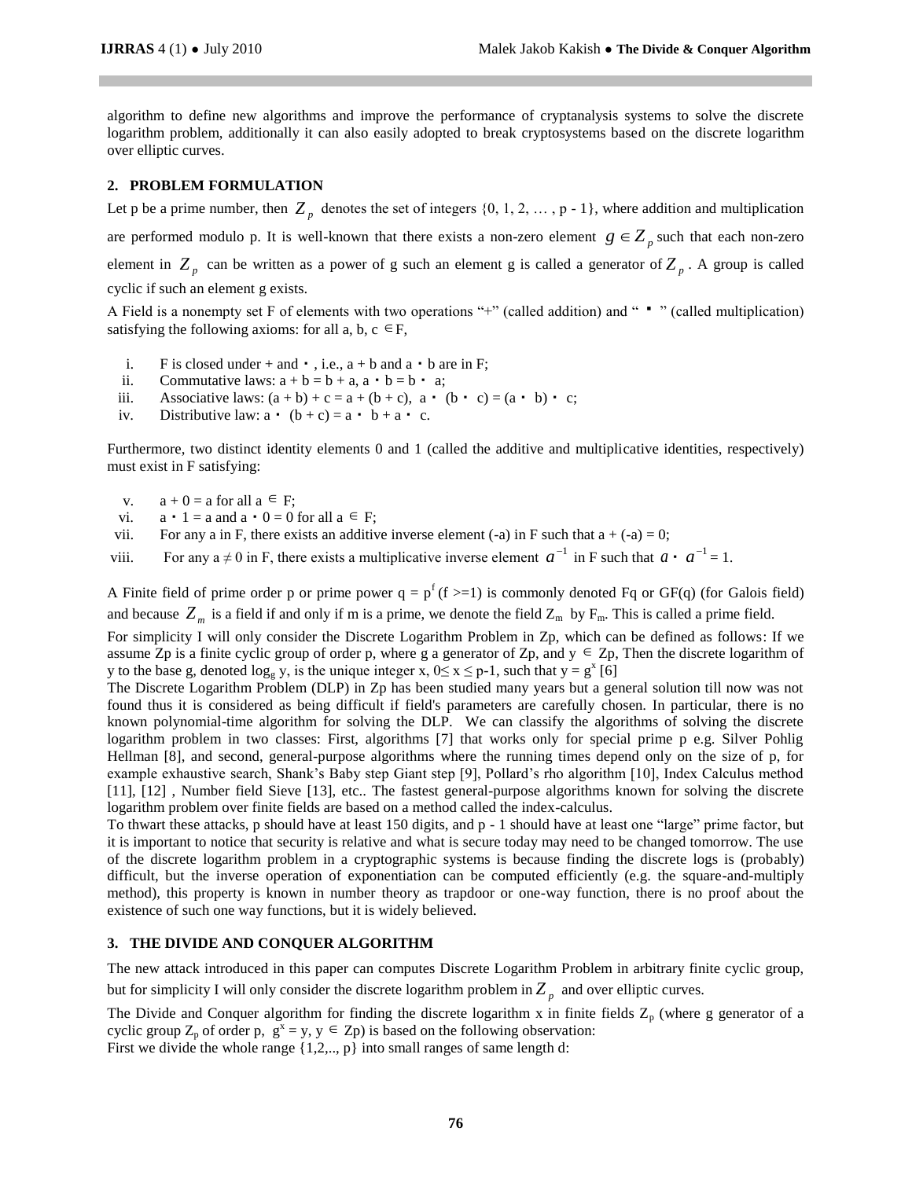algorithm to define new algorithms and improve the performance of cryptanalysis systems to solve the discrete logarithm problem, additionally it can also easily adopted to break cryptosystems based on the discrete logarithm over elliptic curves.

## 2. PROBLEM FORMULATION

Let p be a prime number, then $Z_p$ denotes the set of integers {0, 1, 2, … , p - 1}, where addition and multiplication are performed modulo p. It is well-known that there exists a non-zero element $g \in Z_p$ such that each non-zero element in $Z_p$ can be written as a power of g such an element g is called a generator of $Z_p$. A group is called cyclic if such an element g exists.

A Field is a nonempty set F of elements with two operations "+" (called addition) and " ▪ " (called multiplication) satisfying the following axioms: for all a, b, c $\in$ F,

i. F is closed under + and ・, i.e., a + b and a ・ b are in F;
ii. Commutative laws: a + b = b + a, a ・ b = b ・ a;
iii. Associative laws: (a + b) + c = a + (b + c), a ・ (b ・ c) = (a ・ b) ・ c;
iv. Distributive law: a ・ (b + c) = a ・ b + a ・ c.

Furthermore, two distinct identity elements 0 and 1 (called the additive and multiplicative identities, respectively) must exist in F satisfying:

v. a + 0 = a for all a $\in$ F;
vi. a ・ 1 = a and a ・ 0 = 0 for all a $\in$ F;
vii. For any a in F, there exists an additive inverse element (-a) in F such that a + (-a) = 0;
viii. For any a ≠ 0 in F, there exists a multiplicative inverse element $a^{-1}$ in F such that $a \cdot a^{-1} = 1$.

A Finite field of prime order p or prime power $q = p^f$ (f >=1) is commonly denoted Fq or GF(q) (for Galois field) and because $Z_m$ is a field if and only if m is a prime, we denote the field $Z_m$ by $F_m$. This is called a prime field.

For simplicity I will only consider the Discrete Logarithm Problem in Zp, which can be defined as follows: If we assume Zp is a finite cyclic group of order p, where g a generator of Zp, and y $\in$ Zp, Then the discrete logarithm of y to the base g, denoted $\log_g$ y, is the unique integer x, $0 \le x \le p-1$, such that $y = g^x$ [6]

The Discrete Logarithm Problem (DLP) in Zp has been studied many years but a general solution till now was not found thus it is considered as being difficult if field's parameters are carefully chosen. In particular, there is no known polynomial-time algorithm for solving the DLP. We can classify the algorithms of solving the discrete logarithm problem in two classes: First, algorithms [7] that works only for special prime p e.g. Silver Pohlig Hellman [8], and second, general-purpose algorithms where the running times depend only on the size of p, for example exhaustive search, Shank's Baby step Giant step [9], Pollard's rho algorithm [10], Index Calculus method [11], [12] , Number field Sieve [13], etc.. The fastest general-purpose algorithms known for solving the discrete logarithm problem over finite fields are based on a method called the index-calculus.

To thwart these attacks, p should have at least 150 digits, and p - 1 should have at least one "large" prime factor, but it is important to notice that security is relative and what is secure today may need to be changed tomorrow. The use of the discrete logarithm problem in a cryptographic systems is because finding the discrete logs is (probably) difficult, but the inverse operation of exponentiation can be computed efficiently (e.g. the square-and-multiply method), this property is known in number theory as trapdoor or one-way function, there is no proof about the existence of such one way functions, but it is widely believed.

## 3. THE DIVIDE AND CONQUER ALGORITHM

The new attack introduced in this paper can computes Discrete Logarithm Problem in arbitrary finite cyclic group, but for simplicity I will only consider the discrete logarithm problem in $Z_p$ and over elliptic curves.

The Divide and Conquer algorithm for finding the discrete logarithm x in finite fields $Z_p$ (where g generator of a cyclic group $Z_p$ of order p, $g^x = y$, y $\in$ Zp) is based on the following observation:

First we divide the whole range {1,2,.., p} into small ranges of same length d: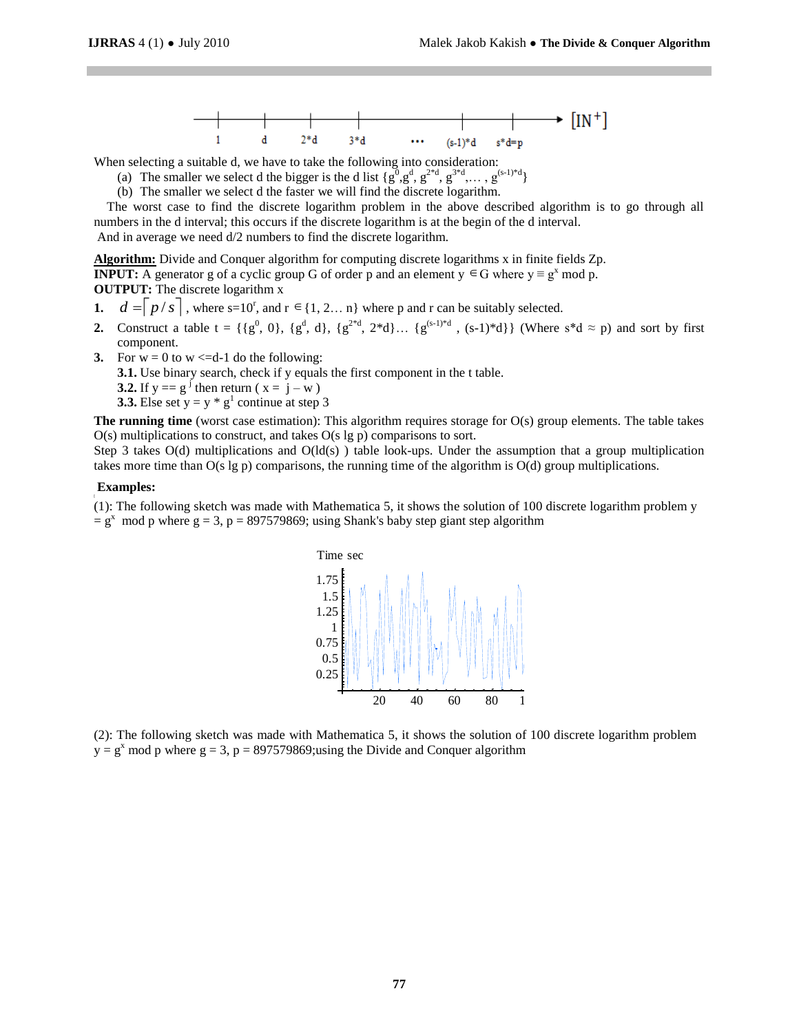When selecting a suitable d, we have to take the following into consideration:

(a) The smaller we select d the bigger is the d list $\{g^0, g^d, g^{2*d}, g^{3*d}, \ldots, g^{(s-1)*d}\}$

(b) The smaller we select d the faster we will find the discrete logarithm.

The worst case to find the discrete logarithm problem in the above described algorithm is to go through all numbers in the d interval; this occurs if the discrete logarithm is at the begin of the d interval.

And in average we need d/2 numbers to find the discrete logarithm.

**Algorithm:** Divide and Conquer algorithm for computing discrete logarithms x in finite fields Zp.

**INPUT:** A generator g of a cyclic group G of order p and an element y $\in$ G where $y \equiv g^x \bmod p$.

**OUTPUT:** The discrete logarithm x

1. $d = \lceil p/s \rceil$, where $s=10^r$, and r $\in$ {1, 2… n} where p and r can be suitably selected.
2. Construct a table t = $\{\{g^0, 0\}, \{g^d, d\}, \{g^{2*d}, 2*d\} \ldots \{g^{(s-1)*d}, (s-1)*d\}\}$ (Where $s*d \approx p$) and sort by first component.
3. For w = 0 to w <=d-1 do the following:
   - **3.1.** Use binary search, check if y equals the first component in the t table.
   - **3.2.** If y == $g^j$ then return ( x = j – w )
   - **3.3.** Else set y = y * $g^1$ continue at step 3

**The running time** (worst case estimation): This algorithm requires storage for O(s) group elements. The table takes O(s) multiplications to construct, and takes O(s lg p) comparisons to sort.

Step 3 takes O(d) multiplications and O(ld(s) ) table look-ups. Under the assumption that a group multiplication takes more time than O(s lg p) comparisons, the running time of the algorithm is O(d) group multiplications.

**Examples:**

(1): The following sketch was made with Mathematica 5, it shows the solution of 100 discrete logarithm problem $y = g^x \bmod p$ where g = 3, p = 897579869; using Shank's baby step giant step algorithm

(2): The following sketch was made with Mathematica 5, it shows the solution of 100 discrete logarithm problem $y = g^x \bmod p$ where g = 3, p = 897579869;using the Divide and Conquer algorithm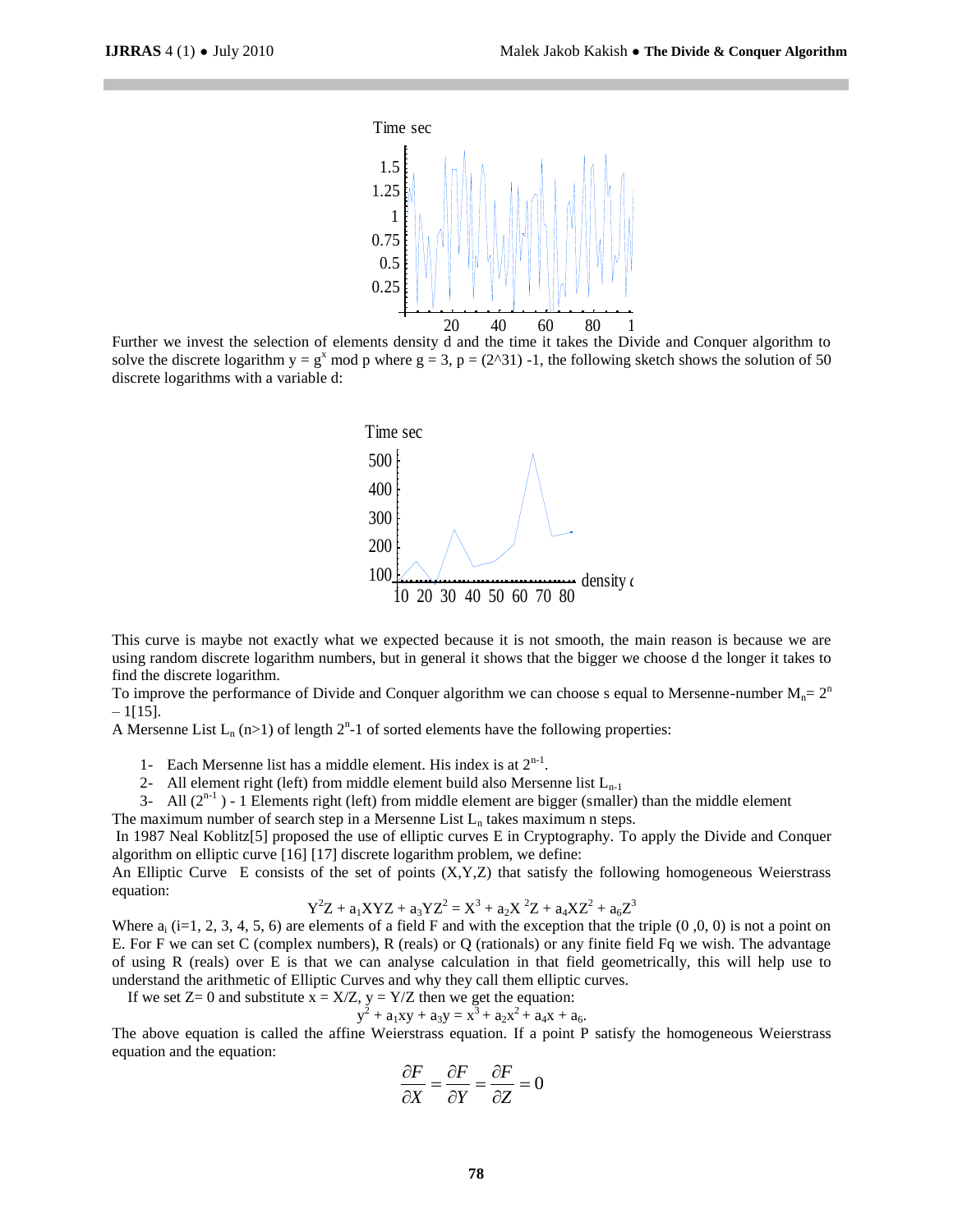Further we invest the selection of elements density d and the time it takes the Divide and Conquer algorithm to solve the discrete logarithm $y = g^x \bmod p$ where g = 3, p = (2^31) -1, the following sketch shows the solution of 50 discrete logarithms with a variable d:

This curve is maybe not exactly what we expected because it is not smooth, the main reason is because we are using random discrete logarithm numbers, but in general it shows that the bigger we choose d the longer it takes to find the discrete logarithm.

To improve the performance of Divide and Conquer algorithm we can choose s equal to Mersenne-number $M_n = 2^n - 1$[15].

A Mersenne List $L_n$ (n>1) of length $2^n$-1 of sorted elements have the following properties:

1- Each Mersenne list has a middle element. His index is at $2^{n-1}$.
2- All element right (left) from middle element build also Mersenne list $L_{n-1}$
3- All $(2^{n-1}) - 1$ Elements right (left) from middle element are bigger (smaller) than the middle element

The maximum number of search step in a Mersenne List $L_n$ takes maximum n steps.

In 1987 Neal Koblitz[5] proposed the use of elliptic curves E in Cryptography. To apply the Divide and Conquer algorithm on elliptic curve [16] [17] discrete logarithm problem, we define:

An Elliptic Curve E consists of the set of points (X,Y,Z) that satisfy the following homogeneous Weierstrass equation:

$$Y^2Z + a_1XYZ + a_3YZ^2 = X^3 + a_2X^2Z + a_4XZ^2 + a_6Z^3$$

Where $a_i$ (i=1, 2, 3, 4, 5, 6) are elements of a field F and with the exception that the triple (0 ,0, 0) is not a point on E. For F we can set C (complex numbers), R (reals) or Q (rationals) or any finite field Fq we wish. The advantage of using R (reals) over E is that we can analyse calculation in that field geometrically, this will help use to understand the arithmetic of Elliptic Curves and why they call them elliptic curves.

If we set Z= 0 and substitute x = X/Z, y = Y/Z then we get the equation:

$$y^2 + a_1xy + a_3y = x^3 + a_2x^2 + a_4x + a_6.$$

The above equation is called the affine Weierstrass equation. If a point P satisfy the homogeneous Weierstrass equation and the equation:

$$\frac{\partial F}{\partial X} = \frac{\partial F}{\partial Y} = \frac{\partial F}{\partial Z} = 0$$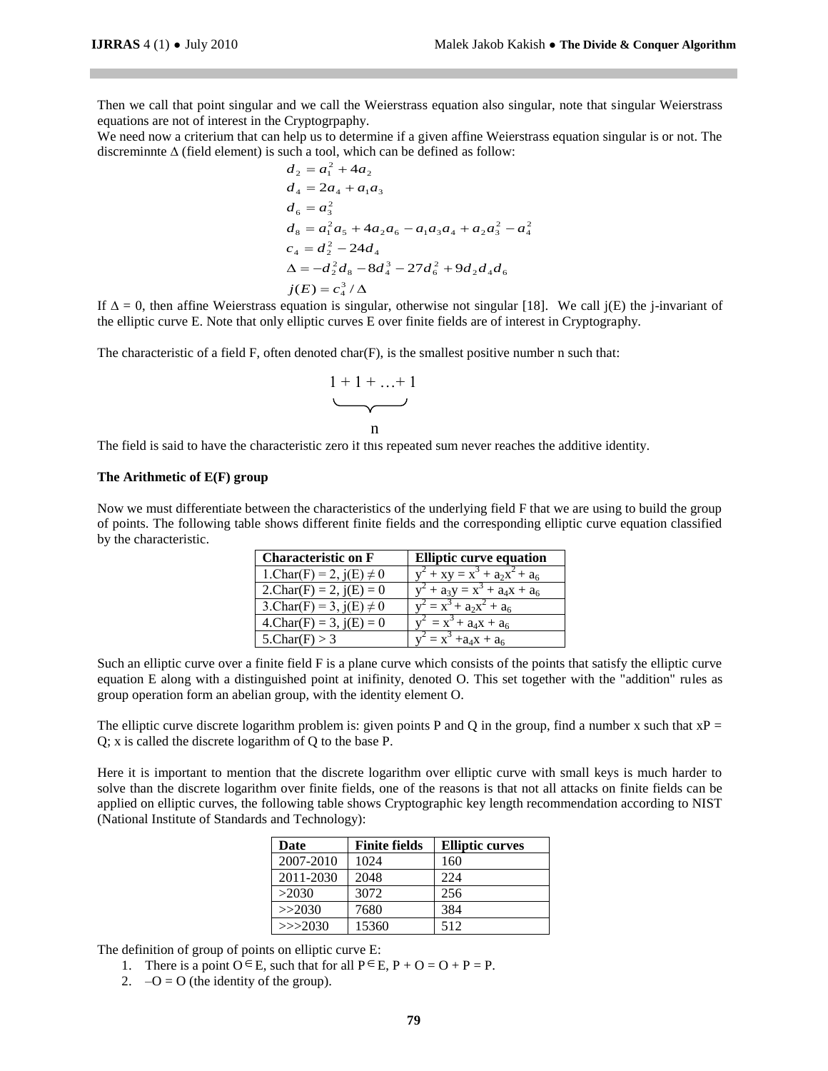Then we call that point singular and we call the Weierstrass equation also singular, note that singular Weierstrass equations are not of interest in the Cryptogrpaphy.
We need now a criterium that can help us to determine if a given affine Weierstrass equation singular is or not. The discreminnte Δ (field element) is such a tool, which can be defined as follow:

$$
\begin{aligned}
d_2 &= a_1^2 + 4a_2 \\
d_4 &= 2a_4 + a_1 a_3 \\
d_6 &= a_3^2 \\
d_8 &= a_1^2 a_5 + 4a_2 a_6 - a_1 a_3 a_4 + a_2 a_3^2 - a_4^2 \\
c_4 &= d_2^2 - 24d_4 \\
\Delta &= -d_2^2 d_8 - 8d_4^3 - 27d_6^2 + 9d_2 d_4 d_6 \\
j(E) &= c_4^3 / \Delta
\end{aligned}
$$

If Δ = 0, then affine Weierstrass equation is singular, otherwise not singular [18]. We call j(E) the j-invariant of the elliptic curve E. Note that only elliptic curves E over finite fields are of interest in Cryptography.

The characteristic of a field F, often denoted char(F), is the smallest positive number n such that:

$$\underbrace{1 + 1 + \ldots + 1}_{n}$$

The field is said to have the characteristic zero if this repeated sum never reaches the additive identity.

**The Arithmetic of E(F) group**

Now we must differentiate between the characteristics of the underlying field F that we are using to build the group of points. The following table shows different finite fields and the corresponding elliptic curve equation classified by the characteristic.

| Characteristic on F | Elliptic curve equation |
|---|---|
| 1.Char(F) = 2, j(E) ≠ 0 | $y^2 + xy = x^3 + a_2x^2 + a_6$ |
| 2.Char(F) = 2, j(E) = 0 | $y^2 + a_3y = x^3 + a_4x + a_6$ |
| 3.Char(F) = 3, j(E) ≠ 0 | $y^2 = x^3 + a_2x^2 + a_6$ |
| 4.Char(F) = 3, j(E) = 0 | $y^2 = x^3 + a_4x + a_6$ |
| 5.Char(F) > 3 | $y^2 = x^3 + a_4x + a_6$ |

Such an elliptic curve over a finite field F is a plane curve which consists of the points that satisfy the elliptic curve equation E along with a distinguished point at inifinity, denoted O. This set together with the "addition" rules as group operation form an abelian group, with the identity element O.

The elliptic curve discrete logarithm problem is: given points P and Q in the group, find a number x such that xP = Q; x is called the discrete logarithm of Q to the base P.

Here it is important to mention that the discrete logarithm over elliptic curve with small keys is much harder to solve than the discrete logarithm over finite fields, one of the reasons is that not all attacks on finite fields can be applied on elliptic curves, the following table shows Cryptographic key length recommendation according to NIST (National Institute of Standards and Technology):

| Date | Finite fields | Elliptic curves |
|---|---|---|
| 2007-2010 | 1024 | 160 |
| 2011-2030 | 2048 | 224 |
| >2030 | 3072 | 256 |
| >>2030 | 7680 | 384 |
| >>>2030 | 15360 | 512 |

The definition of group of points on elliptic curve E:

1. There is a point O ∈ E, such that for all P ∈ E, P + O = O + P = P.
2. –O = O (the identity of the group).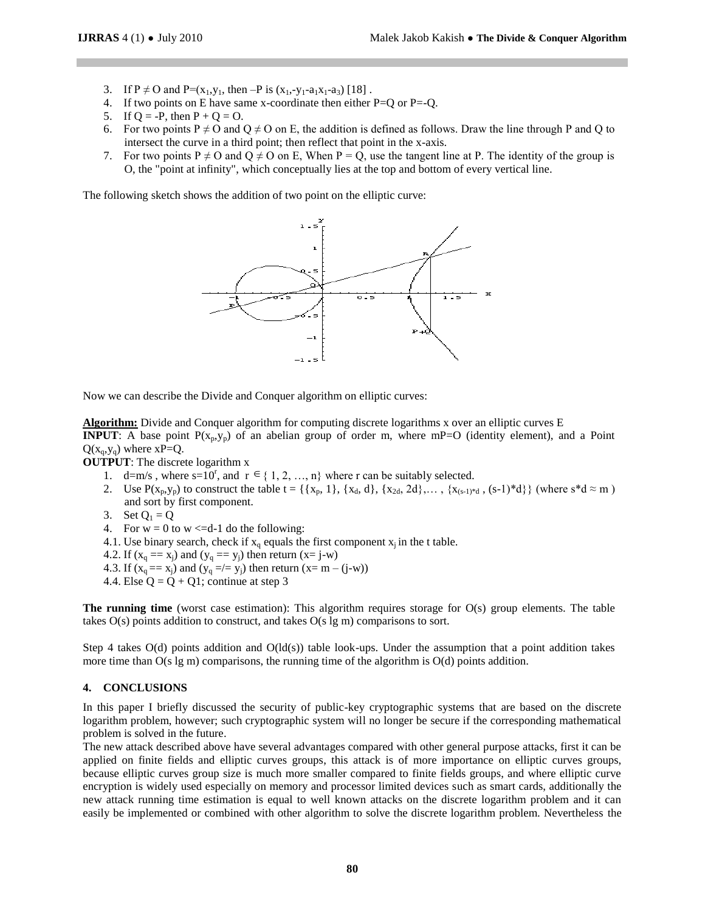3. If $P \neq O$ and $P=(x_1,y_1)$, then $-P$ is $(x_1,-y_1-a_1x_1-a_3)$ [18] .
4. If two points on E have same x-coordinate then either $P=Q$ or $P=-Q$.
5. If $Q = -P$, then $P + Q = O$.
6. For two points $P \neq O$ and $Q \neq O$ on E, the addition is defined as follows. Draw the line through P and Q to intersect the curve in a third point; then reflect that point in the x-axis.
7. For two points $P \neq O$ and $Q \neq O$ on E, When $P = Q$, use the tangent line at P. The identity of the group is O, the "point at infinity", which conceptually lies at the top and bottom of every vertical line.

The following sketch shows the addition of two point on the elliptic curve:

Now we can describe the Divide and Conquer algorithm on elliptic curves:

**Algorithm:** Divide and Conquer algorithm for computing discrete logarithms x over an elliptic curves E

**INPUT**: A base point $P(x_p,y_p)$ of an abelian group of order m, where $mP=O$ (identity element), and a Point $Q(x_q,y_q)$ where $xP=Q$.

**OUTPUT**: The discrete logarithm x

1. $d=m/s$ , where $s=10^r$, and $r \in \{1, 2, \ldots, n\}$ where r can be suitably selected.
2. Use $P(x_p,y_p)$ to construct the table $t = \{\{x_p, 1\}, \{x_d, d\}, \{x_{2d}, 2d\},\ldots , \{x_{(s-1)*d} , (s-1)*d\}\}$ (where $s*d \approx m$ ) and sort by first component.
3. Set $Q_1 = Q$
4. For $w = 0$ to $w <= d-1$ do the following:

4.1. Use binary search, check if $x_q$ equals the first component $x_j$ in the t table.

4.2. If $(x_q == x_j)$ and $(y_q == y_j)$ then return $(x= j-w)$

4.3. If $(x_q == x_j)$ and $(y_q =/= y_j)$ then return $(x= m - (j-w))$

4.4. Else $Q = Q + Q1$; continue at step 3

**The running time** (worst case estimation): This algorithm requires storage for O(s) group elements. The table takes O(s) points addition to construct, and takes O(s lg m) comparisons to sort.

Step 4 takes O(d) points addition and O(ld(s)) table look-ups. Under the assumption that a point addition takes more time than O(s lg m) comparisons, the running time of the algorithm is O(d) points addition.

## 4. CONCLUSIONS

In this paper I briefly discussed the security of public-key cryptographic systems that are based on the discrete logarithm problem, however; such cryptographic system will no longer be secure if the corresponding mathematical problem is solved in the future.

The new attack described above have several advantages compared with other general purpose attacks, first it can be applied on finite fields and elliptic curves groups, this attack is of more importance on elliptic curves groups, because elliptic curves group size is much more smaller compared to finite fields groups, and where elliptic curve encryption is widely used especially on memory and processor limited devices such as smart cards, additionally the new attack running time estimation is equal to well known attacks on the discrete logarithm problem and it can easily be implemented or combined with other algorithm to solve the discrete logarithm problem. Nevertheless the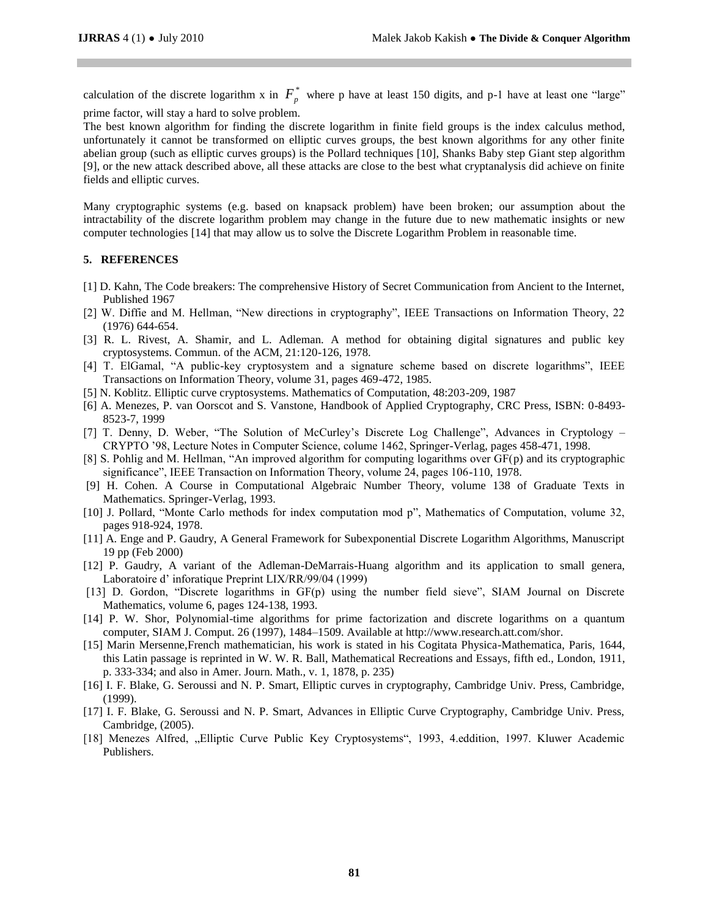calculation of the discrete logarithm x in $F_p^*$ where p have at least 150 digits, and p-1 have at least one "large" prime factor, will stay a hard to solve problem.

The best known algorithm for finding the discrete logarithm in finite field groups is the index calculus method, unfortunately it cannot be transformed on elliptic curves groups, the best known algorithms for any other finite abelian group (such as elliptic curves groups) is the Pollard techniques [10], Shanks Baby step Giant step algorithm [9], or the new attack described above, all these attacks are close to the best what cryptanalysis did achieve on finite fields and elliptic curves.

Many cryptographic systems (e.g. based on knapsack problem) have been broken; our assumption about the intractability of the discrete logarithm problem may change in the future due to new mathematic insights or new computer technologies [14] that may allow us to solve the Discrete Logarithm Problem in reasonable time.

## 5. REFERENCES

[1] D. Kahn, The Code breakers: The comprehensive History of Secret Communication from Ancient to the Internet, Published 1967

[2] W. Diffie and M. Hellman, "New directions in cryptography", IEEE Transactions on Information Theory, 22 (1976) 644-654.

[3] R. L. Rivest, A. Shamir, and L. Adleman. A method for obtaining digital signatures and public key cryptosystems. Commun. of the ACM, 21:120-126, 1978.

[4] T. ElGamal, "A public-key cryptosystem and a signature scheme based on discrete logarithms", IEEE Transactions on Information Theory, volume 31, pages 469-472, 1985.

[5] N. Koblitz. Elliptic curve cryptosystems. Mathematics of Computation, 48:203-209, 1987

[6] A. Menezes, P. van Oorscot and S. Vanstone, Handbook of Applied Cryptography, CRC Press, ISBN: 0-8493-8523-7, 1999

[7] T. Denny, D. Weber, "The Solution of McCurley's Discrete Log Challenge", Advances in Cryptology – CRYPTO '98, Lecture Notes in Computer Science, colume 1462, Springer-Verlag, pages 458-471, 1998.

[8] S. Pohlig and M. Hellman, "An improved algorithm for computing logarithms over GF(p) and its cryptographic significance", IEEE Transaction on Information Theory, volume 24, pages 106-110, 1978.

[9] H. Cohen. A Course in Computational Algebraic Number Theory, volume 138 of Graduate Texts in Mathematics. Springer-Verlag, 1993.

[10] J. Pollard, "Monte Carlo methods for index computation mod p", Mathematics of Computation, volume 32, pages 918-924, 1978.

[11] A. Enge and P. Gaudry, A General Framework for Subexponential Discrete Logarithm Algorithms, Manuscript 19 pp (Feb 2000)

[12] P. Gaudry, A variant of the Adleman-DeMarrais-Huang algorithm and its application to small genera, Laboratoire d' inforatique Preprint LIX/RR/99/04 (1999)

[13] D. Gordon, "Discrete logarithms in GF(p) using the number field sieve", SIAM Journal on Discrete Mathematics, volume 6, pages 124-138, 1993.

[14] P. W. Shor, Polynomial-time algorithms for prime factorization and discrete logarithms on a quantum computer, SIAM J. Comput. 26 (1997), 1484–1509. Available at http://www.research.att.com/shor.

[15] Marin Mersenne,French mathematician, his work is stated in his Cogitata Physica-Mathematica, Paris, 1644, this Latin passage is reprinted in W. W. R. Ball, Mathematical Recreations and Essays, fifth ed., London, 1911, p. 333-334; and also in Amer. Journ. Math., v. 1, 1878, p. 235)

[16] I. F. Blake, G. Seroussi and N. P. Smart, Elliptic curves in cryptography, Cambridge Univ. Press, Cambridge, (1999).

[17] I. F. Blake, G. Seroussi and N. P. Smart, Advances in Elliptic Curve Cryptography, Cambridge Univ. Press, Cambridge, (2005).

[18] Menezes Alfred, „Elliptic Curve Public Key Cryptosystems", 1993, 4.eddition, 1997. Kluwer Academic Publishers.